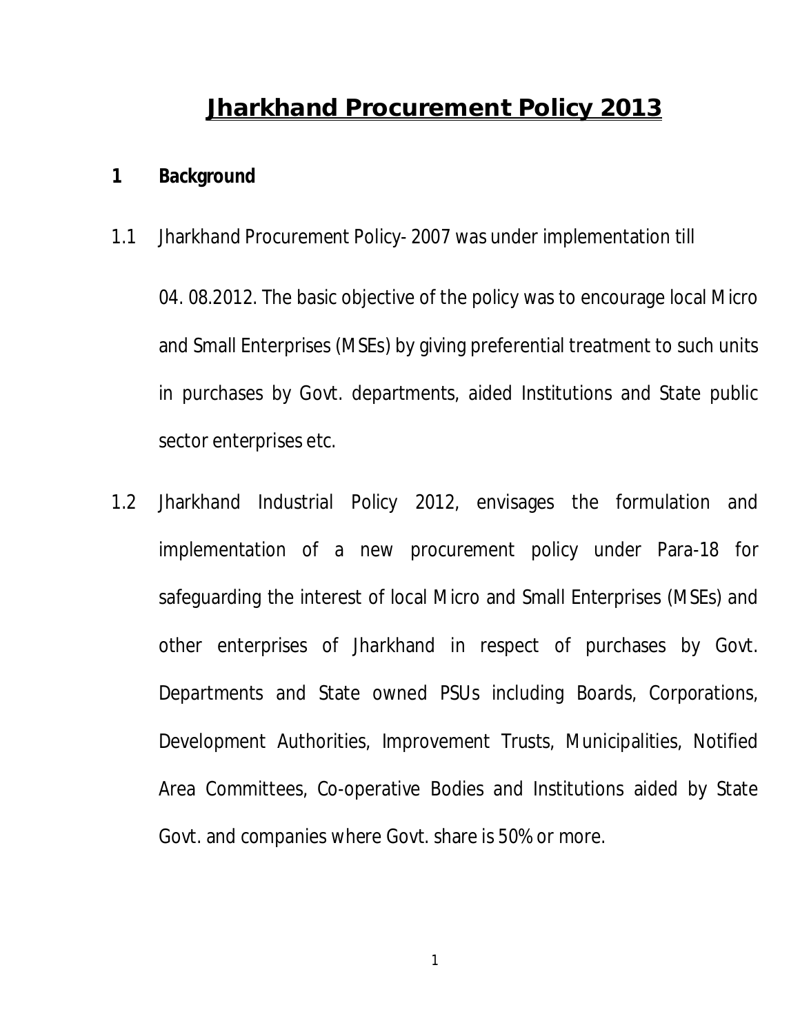# Jharkhand Procurement Policy 2013

## 1 Background

1.1 Jharkhand Procurement Policy- 2007 was under implementation till 04. 08.2012. The basic objective of the policy was to encourage local Micro and Small Enterprises (MSEs) by giving preferential treatment to such units in purchases by Govt. departments, aided Institutions and State public sector enterprises etc.

1.2 Jharkhand Industrial Policy 2012, envisages the formulation and implementation of a new procurement policy under Para-18 for safeguarding the interest of local Micro and Small Enterprises (MSEs) and other enterprises of Jharkhand in respect of purchases by Govt. Departments and State owned PSUs including Boards, Corporations, Development Authorities, Improvement Trusts, Municipalities, Notified Area Committees, Co-operative Bodies and Institutions aided by State Govt. and companies where Govt. share is 50% or more.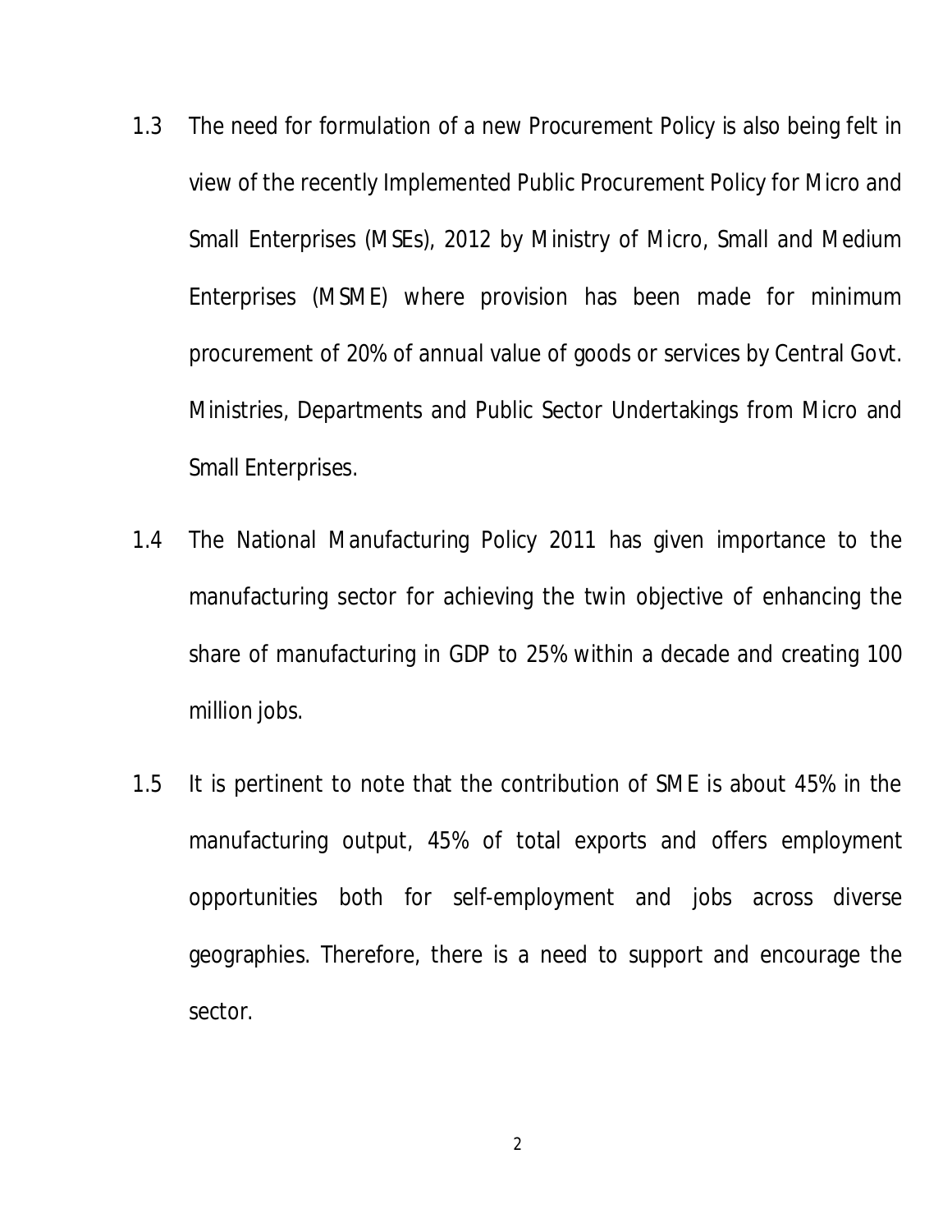1.3 The need for formulation of a new Procurement Policy is also being felt in view of the recently Implemented Public Procurement Policy for Micro and Small Enterprises (MSEs), 2012 by Ministry of Micro, Small and Medium Enterprises (MSME) where provision has been made for minimum procurement of 20% of annual value of goods or services by Central Govt. Ministries, Departments and Public Sector Undertakings from Micro and Small Enterprises.

1.4 The National Manufacturing Policy 2011 has given importance to the manufacturing sector for achieving the twin objective of enhancing the share of manufacturing in GDP to 25% within a decade and creating 100 million jobs.

1.5 It is pertinent to note that the contribution of SME is about 45% in the manufacturing output, 45% of total exports and offers employment opportunities both for self-employment and jobs across diverse geographies. Therefore, there is a need to support and encourage the sector.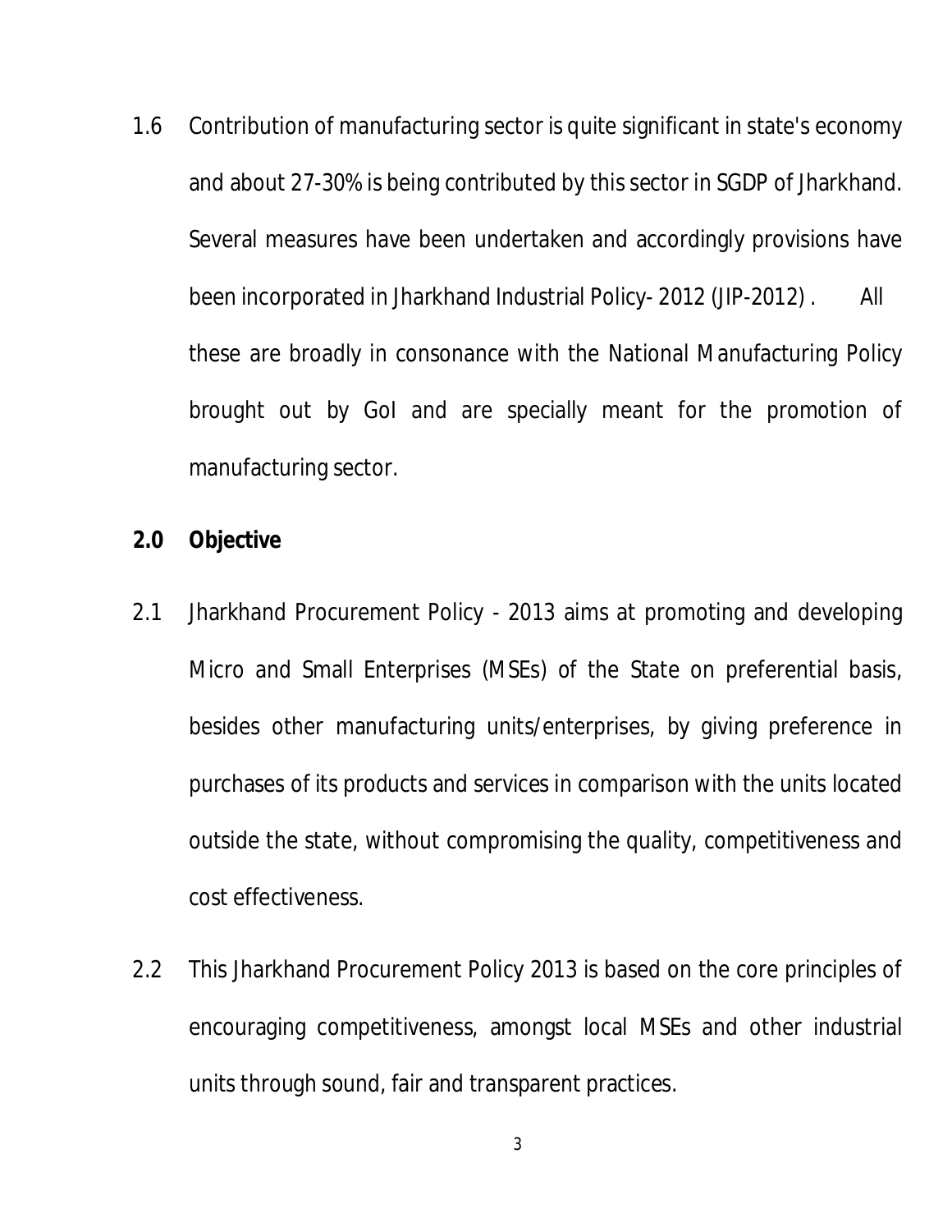1.6 Contribution of manufacturing sector is quite significant in state's economy and about 27-30% is being contributed by this sector in SGDP of Jharkhand. Several measures have been undertaken and accordingly provisions have been incorporated in Jharkhand Industrial Policy- 2012 (JIP-2012) . All these are broadly in consonance with the National Manufacturing Policy brought out by GoI and are specially meant for the promotion of manufacturing sector.

## 2.0 Objective

2.1 Jharkhand Procurement Policy - 2013 aims at promoting and developing Micro and Small Enterprises (MSEs) of the State on preferential basis, besides other manufacturing units/enterprises, by giving preference in purchases of its products and services in comparison with the units located outside the state, without compromising the quality, competitiveness and cost effectiveness.

2.2 This Jharkhand Procurement Policy 2013 is based on the core principles of encouraging competitiveness, amongst local MSEs and other industrial units through sound, fair and transparent practices.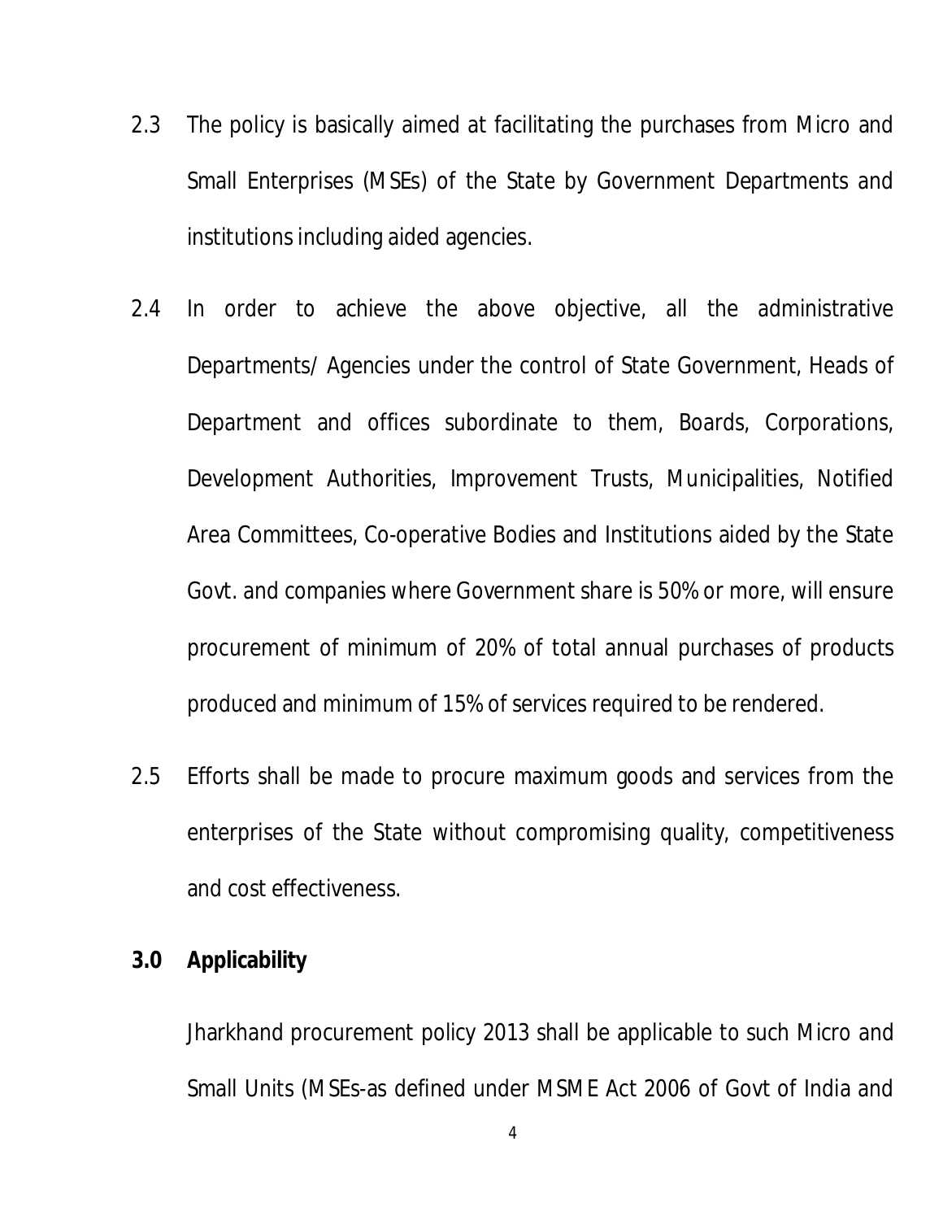2.3 The policy is basically aimed at facilitating the purchases from Micro and Small Enterprises (MSEs) of the State by Government Departments and institutions including aided agencies.

2.4 In order to achieve the above objective, all the administrative Departments/ Agencies under the control of State Government, Heads of Department and offices subordinate to them, Boards, Corporations, Development Authorities, Improvement Trusts, Municipalities, Notified Area Committees, Co-operative Bodies and Institutions aided by the State Govt. and companies where Government share is 50% or more, will ensure procurement of minimum of 20% of total annual purchases of products produced and minimum of 15% of services required to be rendered.

2.5 Efforts shall be made to procure maximum goods and services from the enterprises of the State without compromising quality, competitiveness and cost effectiveness.

**3.0 Applicability**

Jharkhand procurement policy 2013 shall be applicable to such Micro and Small Units (MSEs-as defined under MSME Act 2006 of Govt of India and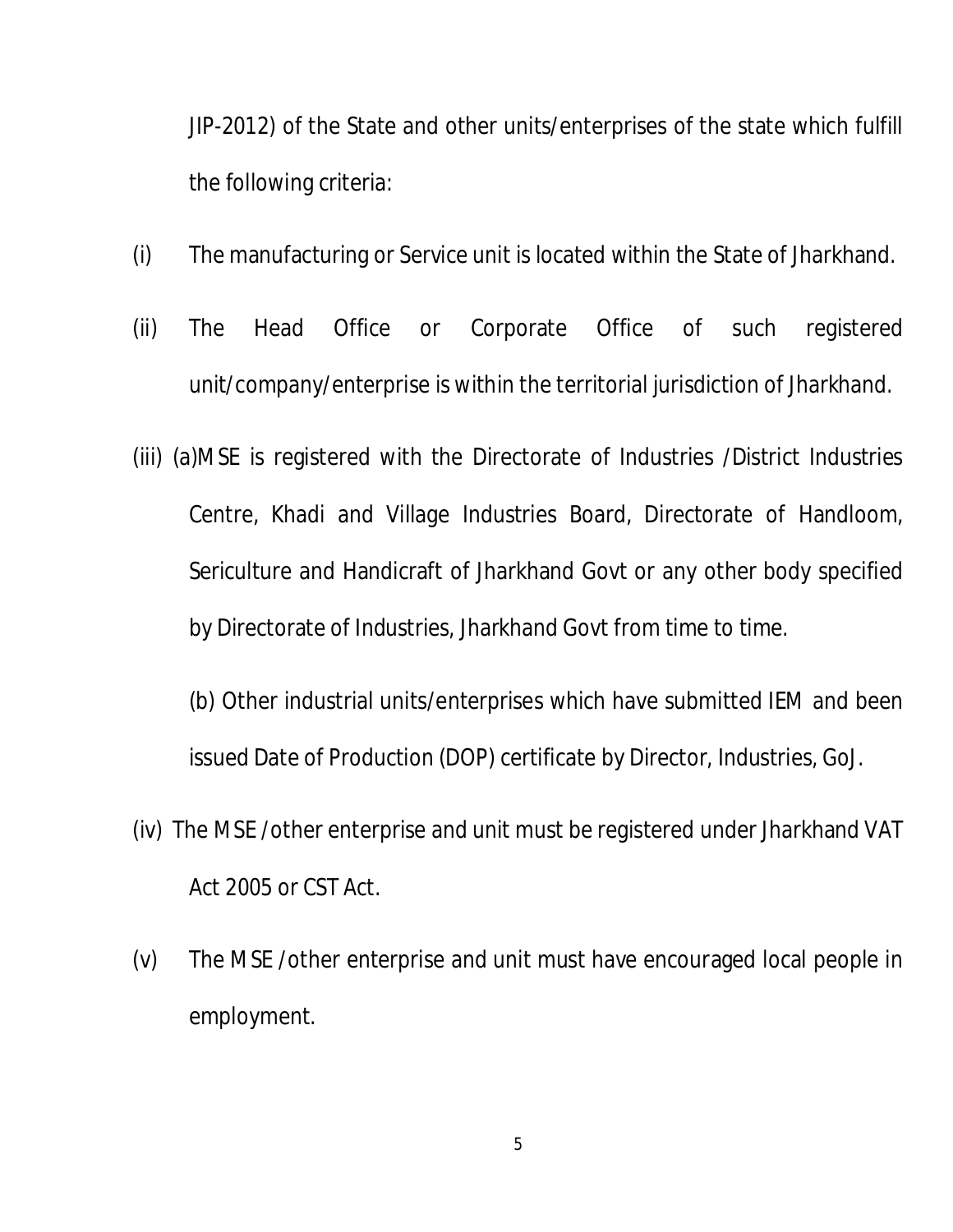JIP-2012) of the State and other units/enterprises of the state which fulfill the following criteria:

(i) The manufacturing or Service unit is located within the State of Jharkhand.

(ii) The Head Office or Corporate Office of such registered unit/company/enterprise is within the territorial jurisdiction of Jharkhand.

(iii) (a)MSE is registered with the Directorate of Industries /District Industries Centre, Khadi and Village Industries Board, Directorate of Handloom, Sericulture and Handicraft of Jharkhand Govt or any other body specified by Directorate of Industries, Jharkhand Govt from time to time.

(b) Other industrial units/enterprises which have submitted IEM and been issued Date of Production (DOP) certificate by Director, Industries, GoJ.

(iv) The MSE /other enterprise and unit must be registered under Jharkhand VAT Act 2005 or CST Act.

(v) The MSE /other enterprise and unit must have encouraged local people in employment.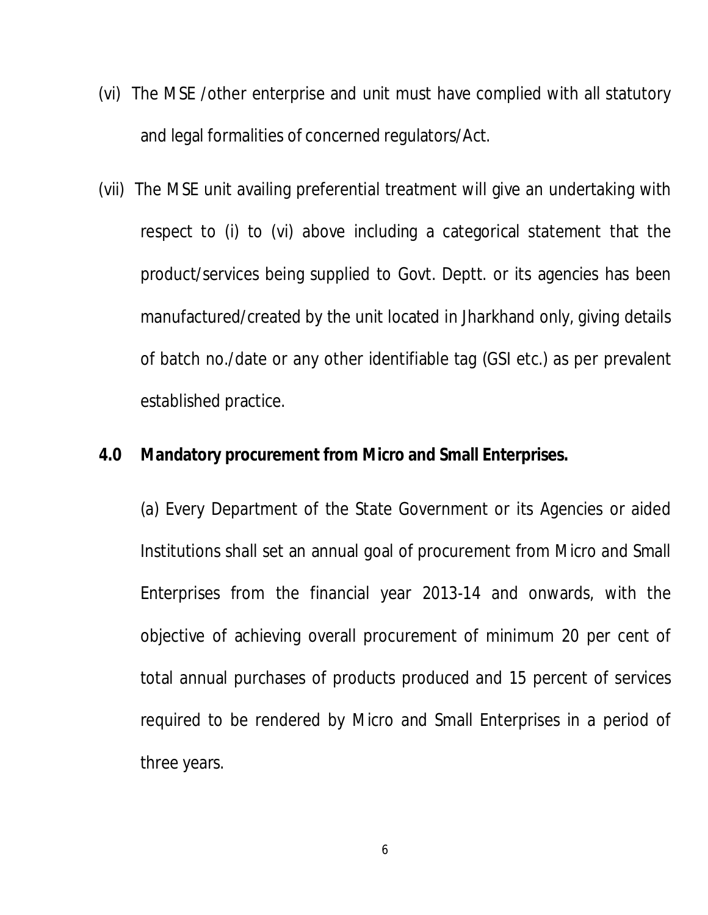(vi) The MSE /other enterprise and unit must have complied with all statutory and legal formalities of concerned regulators/Act.

(vii) The MSE unit availing preferential treatment will give an undertaking with respect to (i) to (vi) above including a categorical statement that the product/services being supplied to Govt. Deptt. or its agencies has been manufactured/created by the unit located in Jharkhand only, giving details of batch no./date or any other identifiable tag (GSI etc.) as per prevalent established practice.

## 4.0 Mandatory procurement from Micro and Small Enterprises.

(a) Every Department of the State Government or its Agencies or aided Institutions shall set an annual goal of procurement from Micro and Small Enterprises from the financial year 2013-14 and onwards, with the objective of achieving overall procurement of minimum 20 per cent of total annual purchases of products produced and 15 percent of services required to be rendered by Micro and Small Enterprises in a period of three years.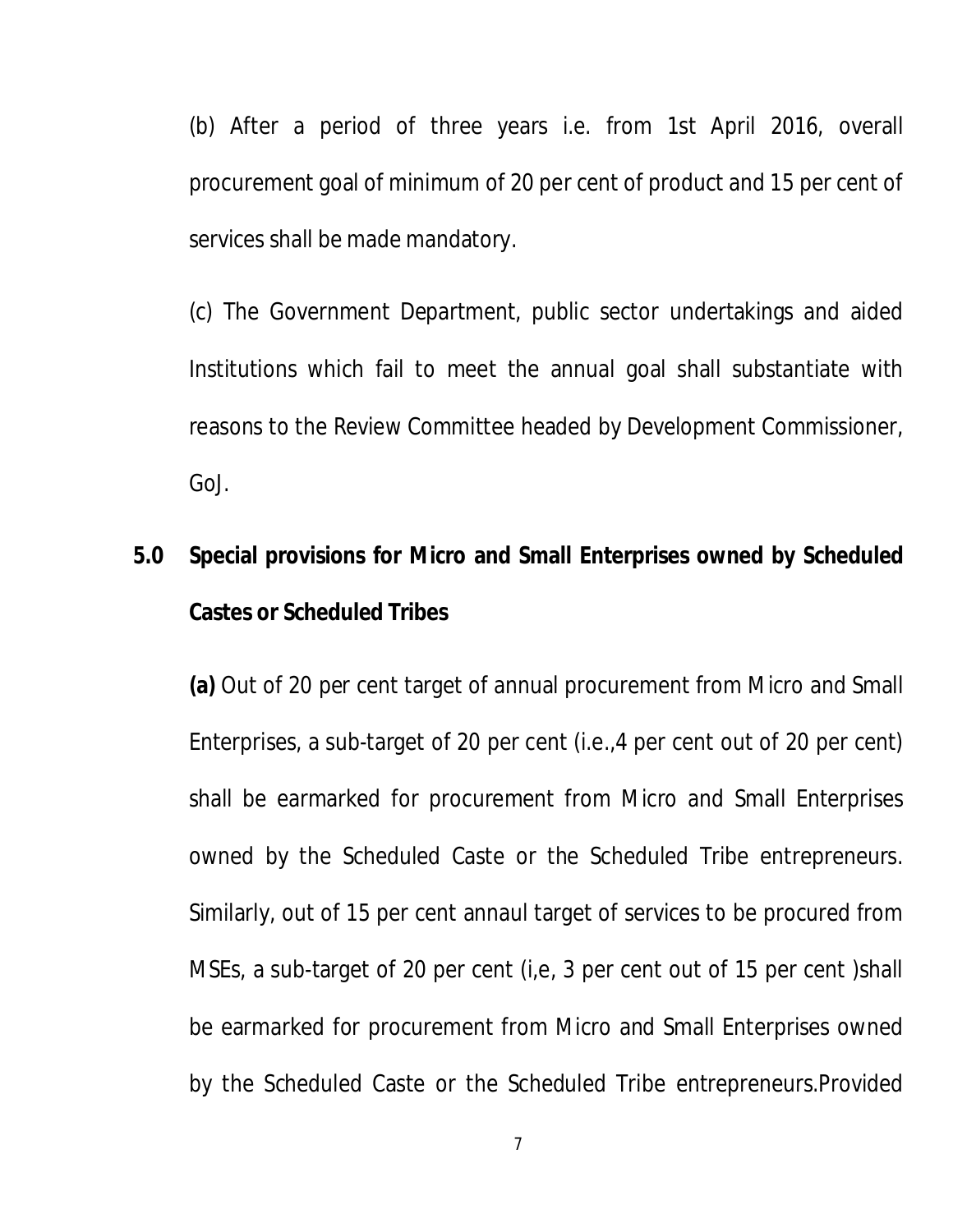(b) After a period of three years i.e. from 1st April 2016, overall procurement goal of minimum of 20 per cent of product and 15 per cent of services shall be made mandatory.

(c) The Government Department, public sector undertakings and aided Institutions which fail to meet the annual goal shall substantiate with reasons to the Review Committee headed by Development Commissioner, GoJ.

## 5.0 Special provisions for Micro and Small Enterprises owned by Scheduled Castes or Scheduled Tribes

**(a)** Out of 20 per cent target of annual procurement from Micro and Small Enterprises, a sub-target of 20 per cent (i.e.,4 per cent out of 20 per cent) shall be earmarked for procurement from Micro and Small Enterprises owned by the Scheduled Caste or the Scheduled Tribe entrepreneurs. Similarly, out of 15 per cent annaul target of services to be procured from MSEs, a sub-target of 20 per cent (i,e, 3 per cent out of 15 per cent )shall be earmarked for procurement from Micro and Small Enterprises owned by the Scheduled Caste or the Scheduled Tribe entrepreneurs.Provided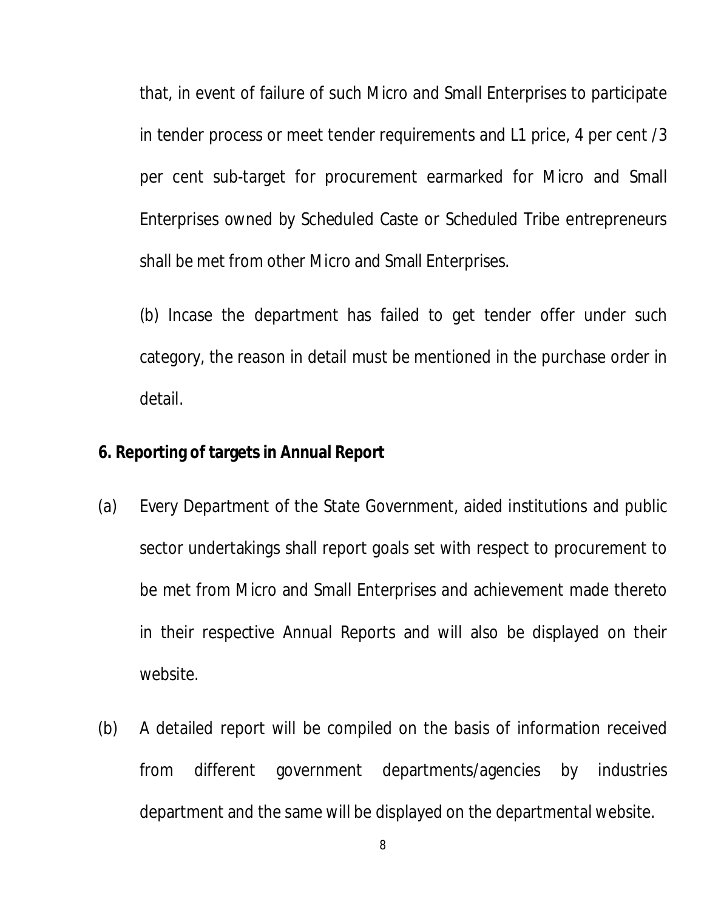that, in event of failure of such Micro and Small Enterprises to participate in tender process or meet tender requirements and L1 price, 4 per cent /3 per cent sub-target for procurement earmarked for Micro and Small Enterprises owned by Scheduled Caste or Scheduled Tribe entrepreneurs shall be met from other Micro and Small Enterprises.

(b) Incase the department has failed to get tender offer under such category, the reason in detail must be mentioned in the purchase order in detail.

**6. Reporting of targets in Annual Report**

(a) Every Department of the State Government, aided institutions and public sector undertakings shall report goals set with respect to procurement to be met from Micro and Small Enterprises and achievement made thereto in their respective Annual Reports and will also be displayed on their website.

(b) A detailed report will be compiled on the basis of information received from different government departments/agencies by industries department and the same will be displayed on the departmental website.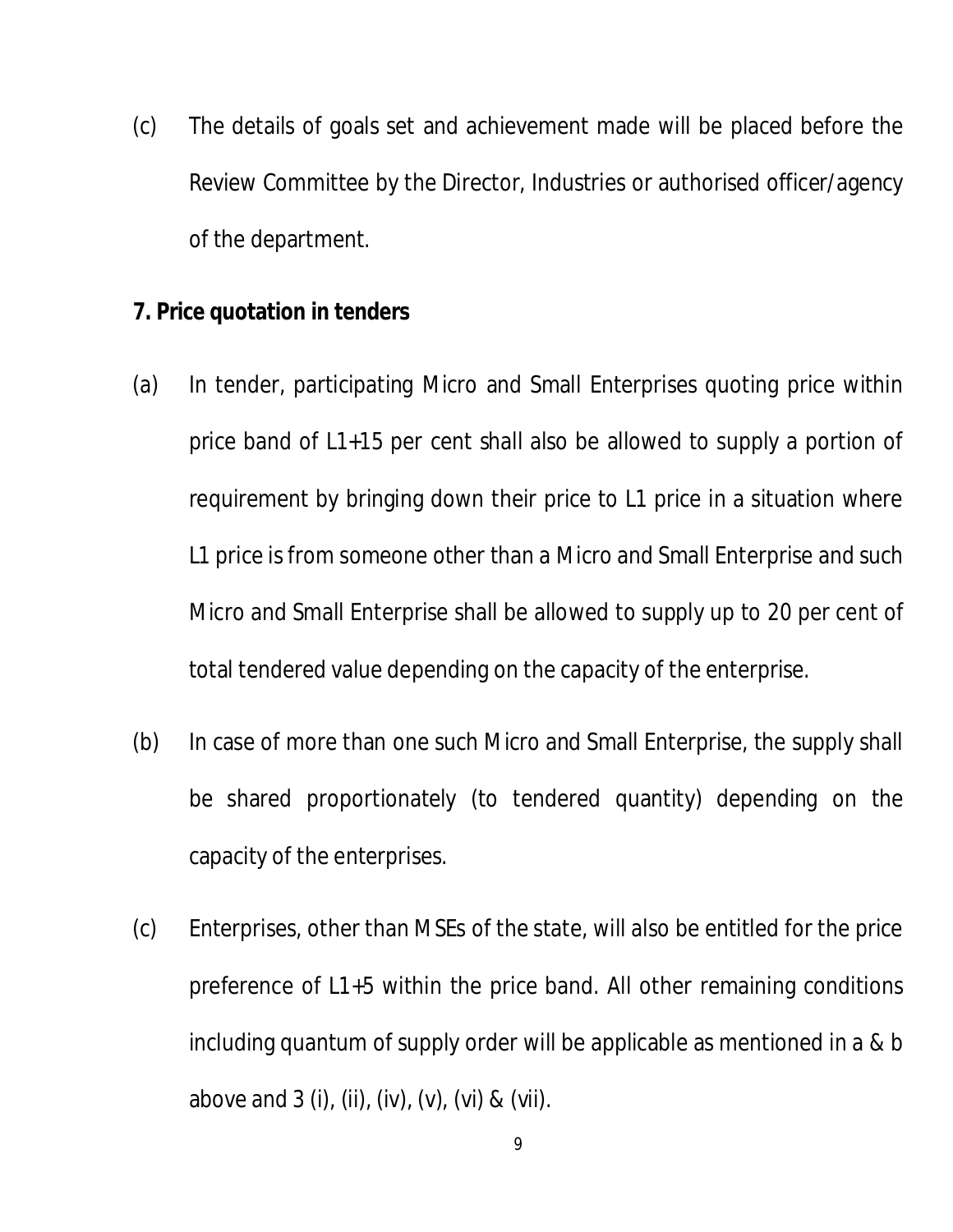(c) The details of goals set and achievement made will be placed before the Review Committee by the Director, Industries or authorised officer/agency of the department.

**7. Price quotation in tenders**

(a) In tender, participating Micro and Small Enterprises quoting price within price band of L1+15 per cent shall also be allowed to supply a portion of requirement by bringing down their price to L1 price in a situation where L1 price is from someone other than a Micro and Small Enterprise and such Micro and Small Enterprise shall be allowed to supply up to 20 per cent of total tendered value depending on the capacity of the enterprise.

(b) In case of more than one such Micro and Small Enterprise, the supply shall be shared proportionately (to tendered quantity) depending on the capacity of the enterprises.

(c) Enterprises, other than MSEs of the state, will also be entitled for the price preference of L1+5 within the price band. All other remaining conditions including quantum of supply order will be applicable as mentioned in a & b above and 3 (i), (ii), (iv), (v), (vi) & (vii).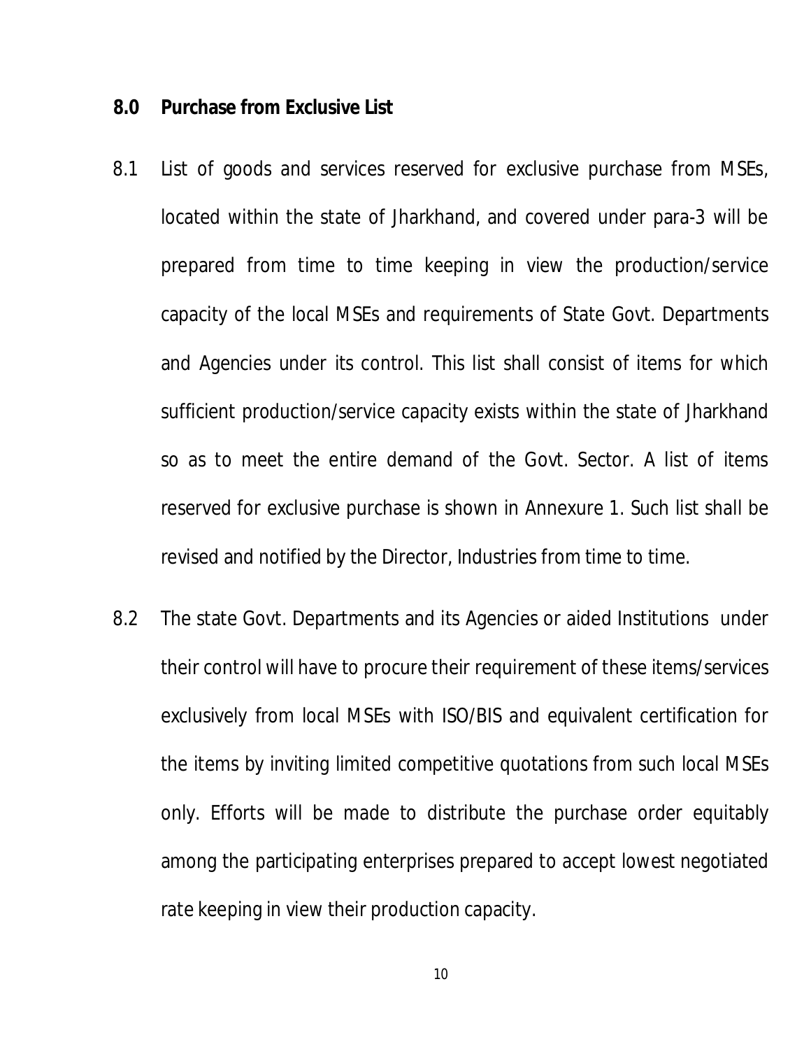## 8.0 Purchase from Exclusive List

8.1 List of goods and services reserved for exclusive purchase from MSEs, located within the state of Jharkhand, and covered under para-3 will be prepared from time to time keeping in view the production/service capacity of the local MSEs and requirements of State Govt. Departments and Agencies under its control. This list shall consist of items for which sufficient production/service capacity exists within the state of Jharkhand so as to meet the entire demand of the Govt. Sector. A list of items reserved for exclusive purchase is shown in Annexure 1. Such list shall be revised and notified by the Director, Industries from time to time.

8.2 The state Govt. Departments and its Agencies or aided Institutions under their control will have to procure their requirement of these items/services exclusively from local MSEs with ISO/BIS and equivalent certification for the items by inviting limited competitive quotations from such local MSEs only. Efforts will be made to distribute the purchase order equitably among the participating enterprises prepared to accept lowest negotiated rate keeping in view their production capacity.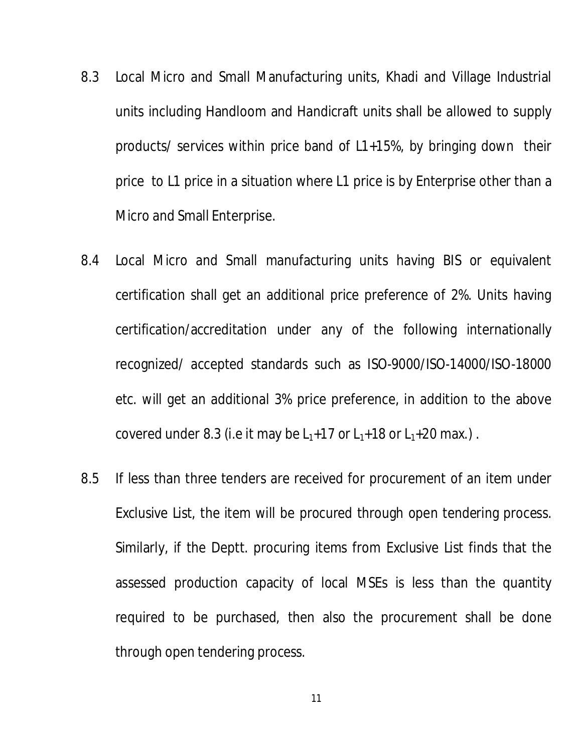8.3 Local Micro and Small Manufacturing units, Khadi and Village Industrial units including Handloom and Handicraft units shall be allowed to supply products/ services within price band of L1+15%, by bringing down their price to L1 price in a situation where L1 price is by Enterprise other than a Micro and Small Enterprise.

8.4 Local Micro and Small manufacturing units having BIS or equivalent certification shall get an additional price preference of 2%. Units having certification/accreditation under any of the following internationally recognized/ accepted standards such as ISO-9000/ISO-14000/ISO-18000 etc. will get an additional 3% price preference, in addition to the above covered under 8.3 (i.e it may be $L_1$+17 or $L_1$+18 or $L_1$+20 max.) .

8.5 If less than three tenders are received for procurement of an item under Exclusive List, the item will be procured through open tendering process. Similarly, if the Deptt. procuring items from Exclusive List finds that the assessed production capacity of local MSEs is less than the quantity required to be purchased, then also the procurement shall be done through open tendering process.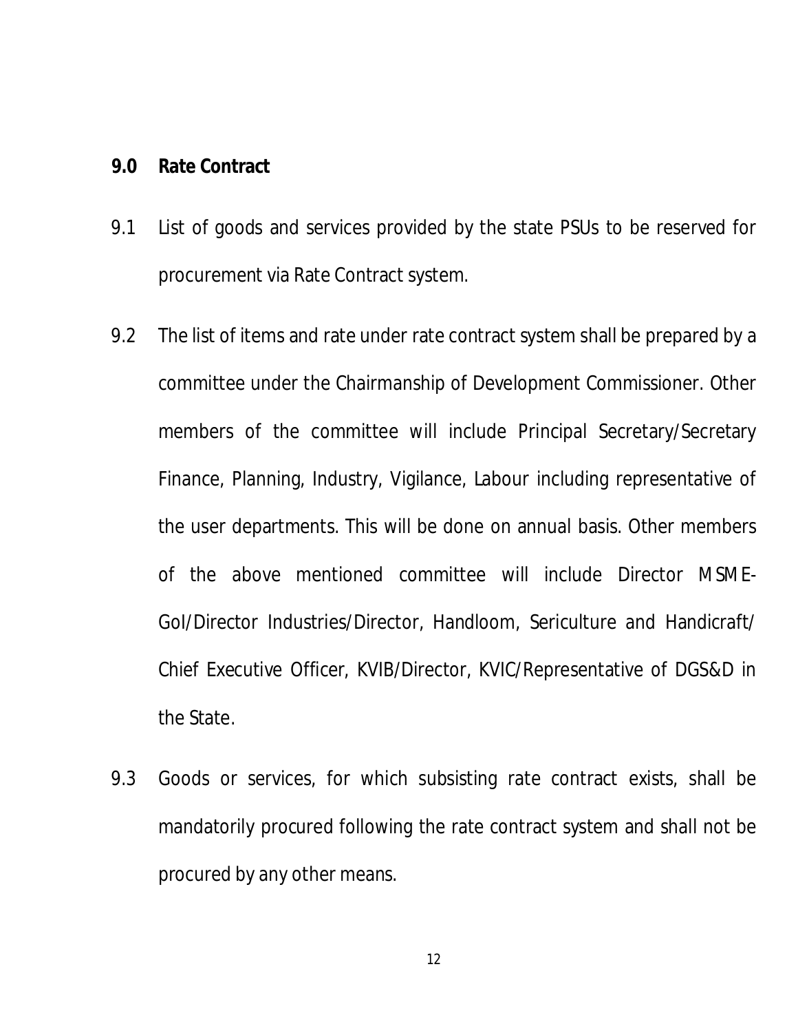## 9.0 Rate Contract

9.1 List of goods and services provided by the state PSUs to be reserved for procurement via Rate Contract system.

9.2 The list of items and rate under rate contract system shall be prepared by a committee under the Chairmanship of Development Commissioner. Other members of the committee will include Principal Secretary/Secretary Finance, Planning, Industry, Vigilance, Labour including representative of the user departments. This will be done on annual basis. Other members of the above mentioned committee will include Director MSME-GoI/Director Industries/Director, Handloom, Sericulture and Handicraft/ Chief Executive Officer, KVIB/Director, KVIC/Representative of DGS&D in the State.

9.3 Goods or services, for which subsisting rate contract exists, shall be mandatorily procured following the rate contract system and shall not be procured by any other means.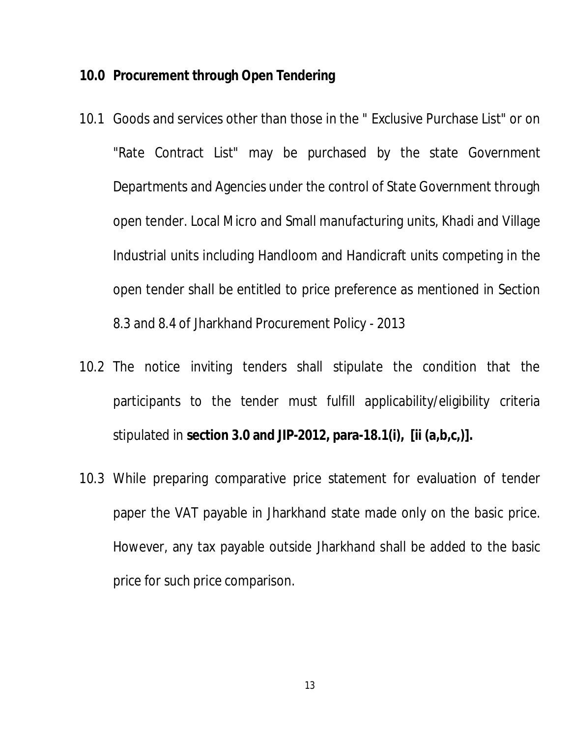## 10.0 Procurement through Open Tendering

10.1 Goods and services other than those in the " Exclusive Purchase List" or on "Rate Contract List" may be purchased by the state Government Departments and Agencies under the control of State Government through open tender. Local Micro and Small manufacturing units, Khadi and Village Industrial units including Handloom and Handicraft units competing in the open tender shall be entitled to price preference as mentioned in Section 8.3 and 8.4 of Jharkhand Procurement Policy - 2013

10.2 The notice inviting tenders shall stipulate the condition that the participants to the tender must fulfill applicability/eligibility criteria stipulated in **section 3.0 and JIP-2012, para-18.1(i), [ii (a,b,c,)].**

10.3 While preparing comparative price statement for evaluation of tender paper the VAT payable in Jharkhand state made only on the basic price. However, any tax payable outside Jharkhand shall be added to the basic price for such price comparison.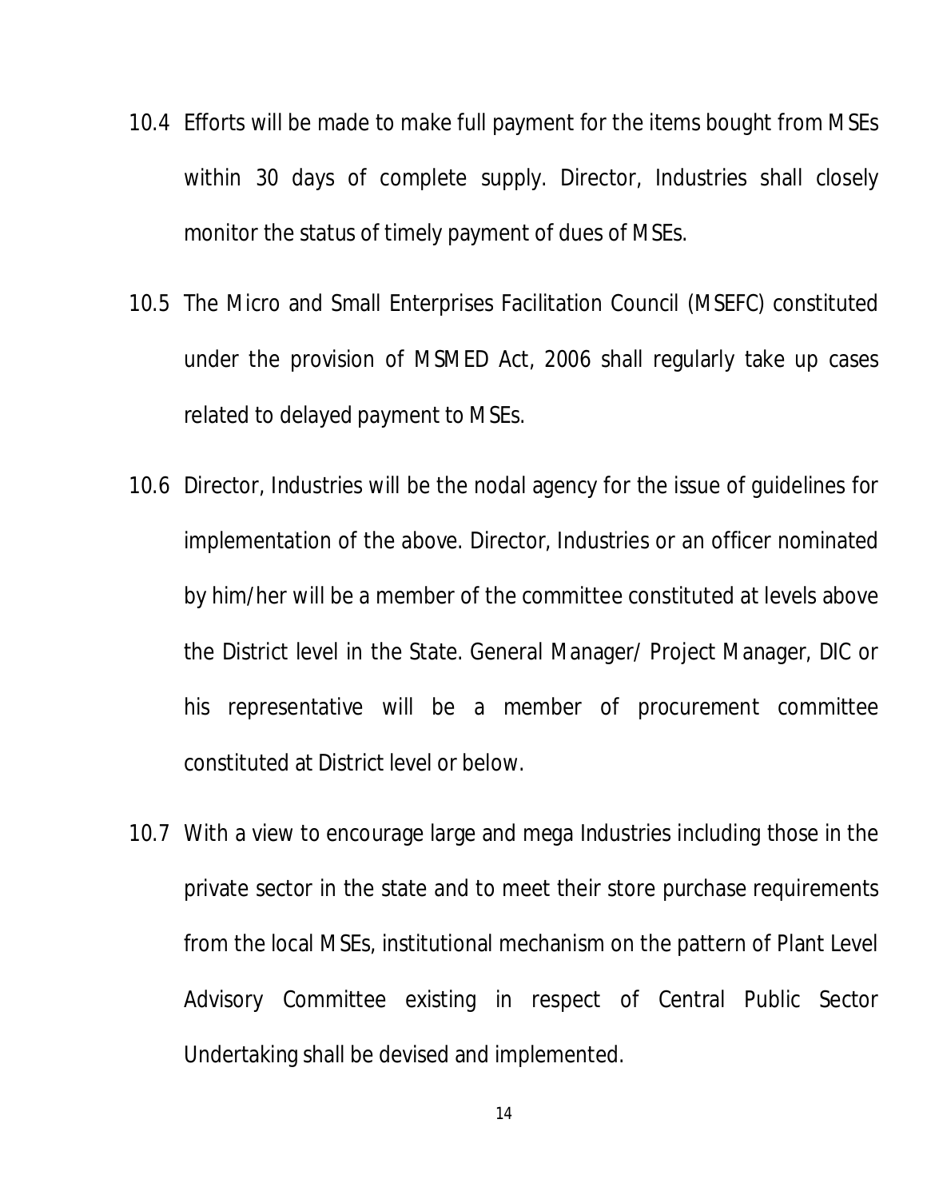10.4 Efforts will be made to make full payment for the items bought from MSEs within 30 days of complete supply. Director, Industries shall closely monitor the status of timely payment of dues of MSEs.

10.5 The Micro and Small Enterprises Facilitation Council (MSEFC) constituted under the provision of MSMED Act, 2006 shall regularly take up cases related to delayed payment to MSEs.

10.6 Director, Industries will be the nodal agency for the issue of guidelines for implementation of the above. Director, Industries or an officer nominated by him/her will be a member of the committee constituted at levels above the District level in the State. General Manager/ Project Manager, DIC or his representative will be a member of procurement committee constituted at District level or below.

10.7 With a view to encourage large and mega Industries including those in the private sector in the state and to meet their store purchase requirements from the local MSEs, institutional mechanism on the pattern of Plant Level Advisory Committee existing in respect of Central Public Sector Undertaking shall be devised and implemented.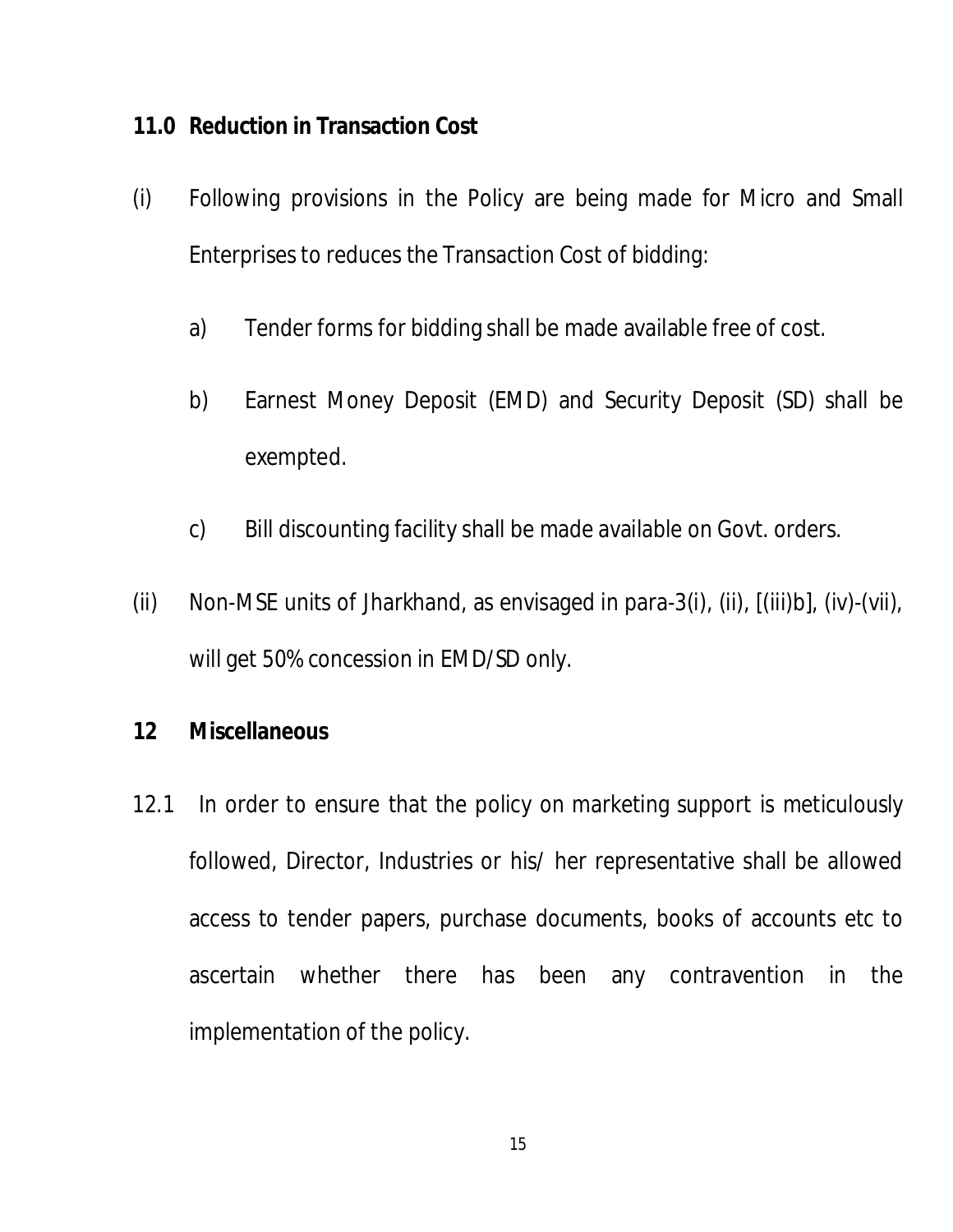## 11.0 Reduction in Transaction Cost

(i) Following provisions in the Policy are being made for Micro and Small Enterprises to reduces the Transaction Cost of bidding:

   a) Tender forms for bidding shall be made available free of cost.

   b) Earnest Money Deposit (EMD) and Security Deposit (SD) shall be exempted.

   c) Bill discounting facility shall be made available on Govt. orders.

(ii) Non-MSE units of Jharkhand, as envisaged in para-3(i), (ii), [(iii)b], (iv)-(vii), will get 50% concession in EMD/SD only.

## 12 Miscellaneous

12.1 In order to ensure that the policy on marketing support is meticulously followed, Director, Industries or his/ her representative shall be allowed access to tender papers, purchase documents, books of accounts etc to ascertain whether there has been any contravention in the implementation of the policy.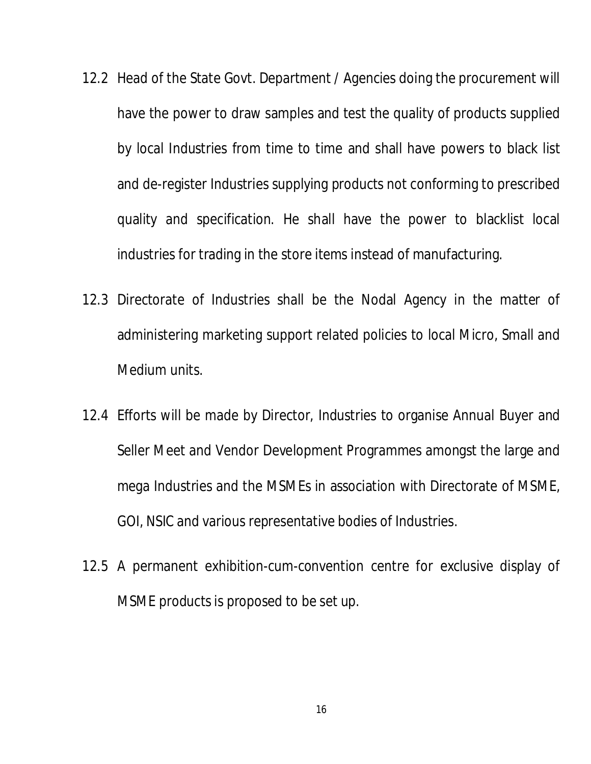12.2 Head of the State Govt. Department / Agencies doing the procurement will have the power to draw samples and test the quality of products supplied by local Industries from time to time and shall have powers to black list and de-register Industries supplying products not conforming to prescribed quality and specification. He shall have the power to blacklist local industries for trading in the store items instead of manufacturing.

12.3 Directorate of Industries shall be the Nodal Agency in the matter of administering marketing support related policies to local Micro, Small and Medium units.

12.4 Efforts will be made by Director, Industries to organise Annual Buyer and Seller Meet and Vendor Development Programmes amongst the large and mega Industries and the MSMEs in association with Directorate of MSME, GOI, NSIC and various representative bodies of Industries.

12.5 A permanent exhibition-cum-convention centre for exclusive display of MSME products is proposed to be set up.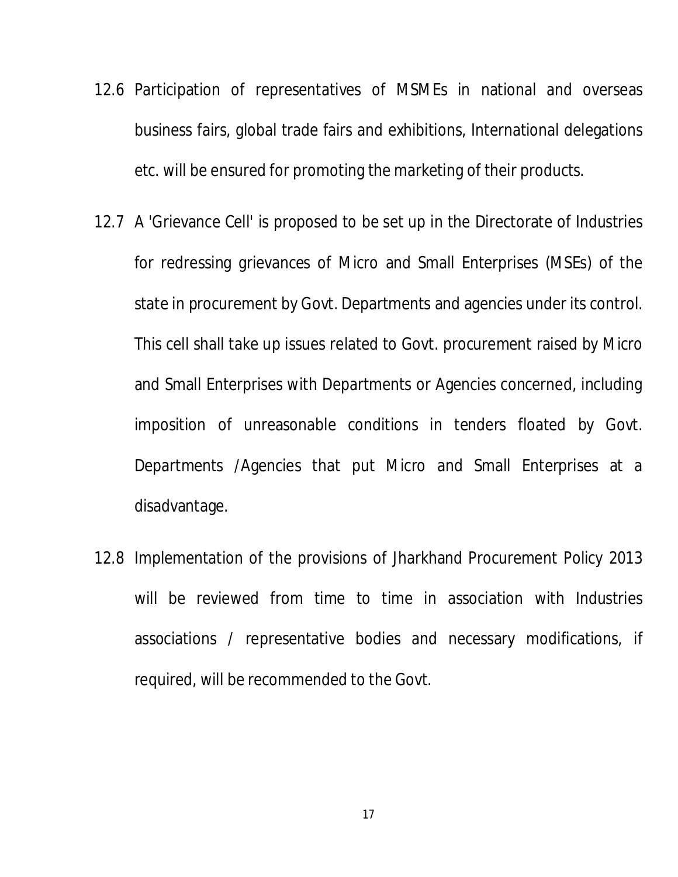12.6 Participation of representatives of MSMEs in national and overseas business fairs, global trade fairs and exhibitions, International delegations etc. will be ensured for promoting the marketing of their products.

12.7 A 'Grievance Cell' is proposed to be set up in the Directorate of Industries for redressing grievances of Micro and Small Enterprises (MSEs) of the state in procurement by Govt. Departments and agencies under its control. This cell shall take up issues related to Govt. procurement raised by Micro and Small Enterprises with Departments or Agencies concerned, including imposition of unreasonable conditions in tenders floated by Govt. Departments /Agencies that put Micro and Small Enterprises at a disadvantage.

12.8 Implementation of the provisions of Jharkhand Procurement Policy 2013 will be reviewed from time to time in association with Industries associations / representative bodies and necessary modifications, if required, will be recommended to the Govt.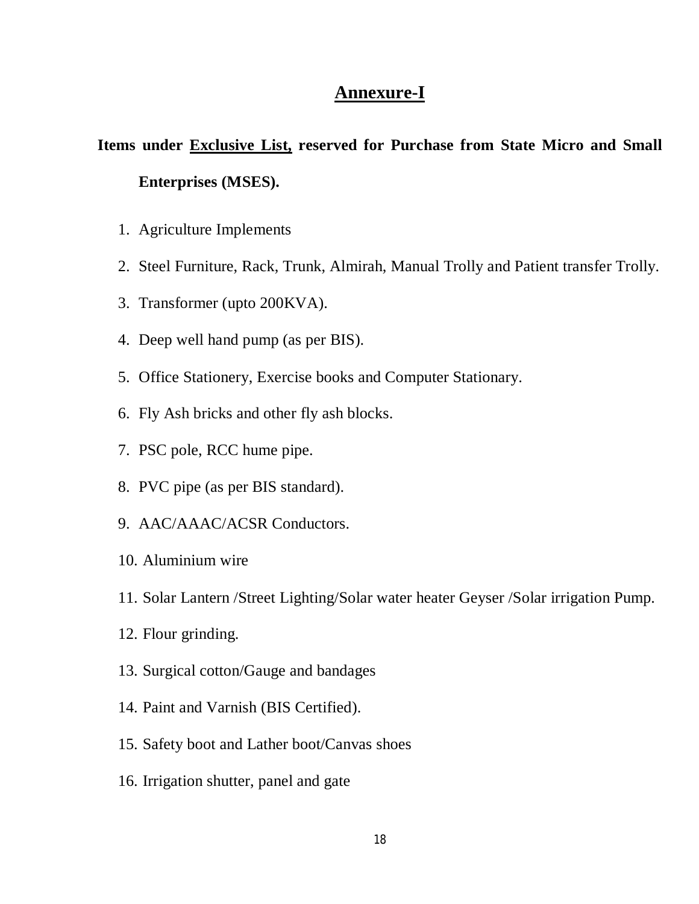# Annexure-I

**Items under Exclusive List, reserved for Purchase from State Micro and Small Enterprises (MSES).**

1. Agriculture Implements
2. Steel Furniture, Rack, Trunk, Almirah, Manual Trolly and Patient transfer Trolly.
3. Transformer (upto 200KVA).
4. Deep well hand pump (as per BIS).
5. Office Stationery, Exercise books and Computer Stationary.
6. Fly Ash bricks and other fly ash blocks.
7. PSC pole, RCC hume pipe.
8. PVC pipe (as per BIS standard).
9. AAC/AAAC/ACSR Conductors.
10. Aluminium wire
11. Solar Lantern /Street Lighting/Solar water heater Geyser /Solar irrigation Pump.
12. Flour grinding.
13. Surgical cotton/Gauge and bandages
14. Paint and Varnish (BIS Certified).
15. Safety boot and Lather boot/Canvas shoes
16. Irrigation shutter, panel and gate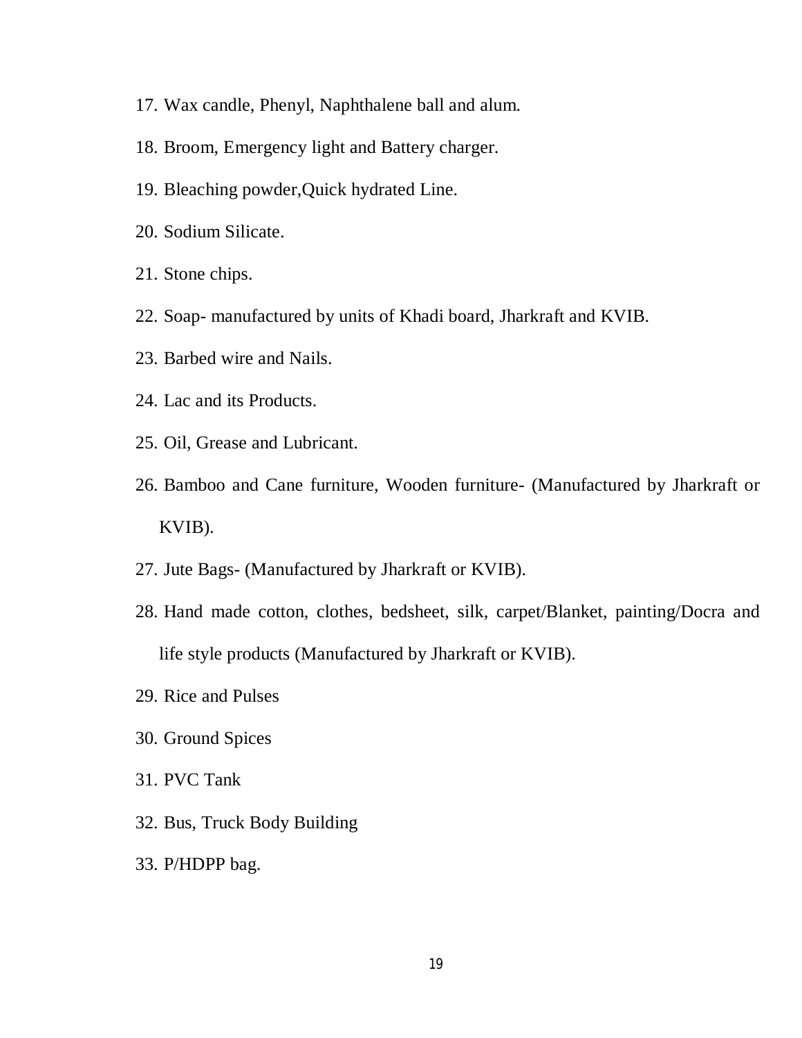17. Wax candle, Phenyl, Naphthalene ball and alum.
18. Broom, Emergency light and Battery charger.
19. Bleaching powder,Quick hydrated Line.
20. Sodium Silicate.
21. Stone chips.
22. Soap- manufactured by units of Khadi board, Jharkraft and KVIB.
23. Barbed wire and Nails.
24. Lac and its Products.
25. Oil, Grease and Lubricant.
26. Bamboo and Cane furniture, Wooden furniture- (Manufactured by Jharkraft or KVIB).
27. Jute Bags- (Manufactured by Jharkraft or KVIB).
28. Hand made cotton, clothes, bedsheet, silk, carpet/Blanket, painting/Docra and life style products (Manufactured by Jharkraft or KVIB).
29. Rice and Pulses
30. Ground Spices
31. PVC Tank
32. Bus, Truck Body Building
33. P/HDPP bag.